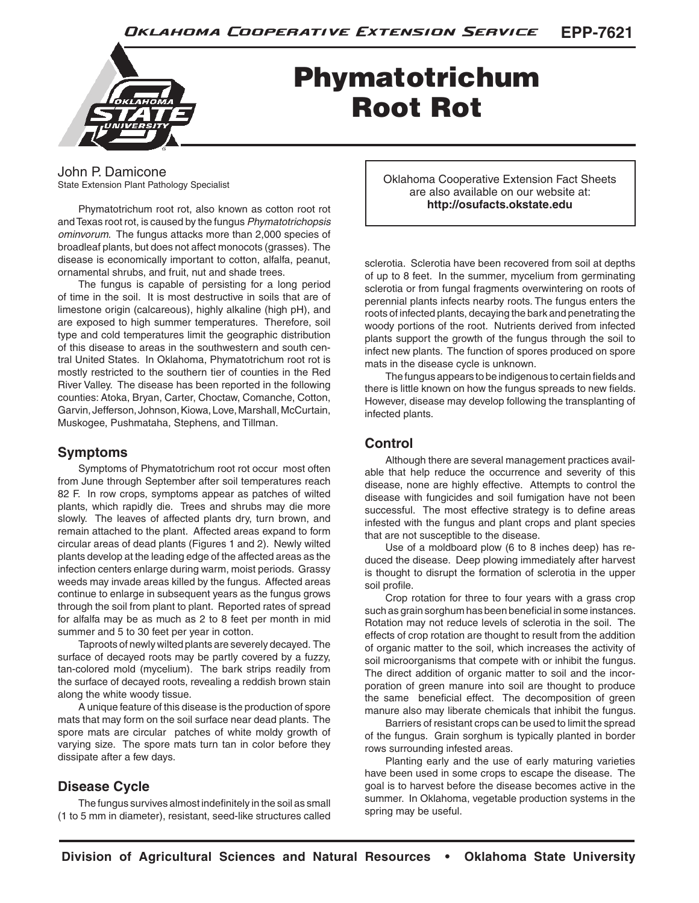# Phymatotrichum Root Rot

John P. Damicone
State Extension Plant Pathology Specialist

Oklahoma Cooperative Extension Fact Sheets are also available on our website at: **http://osufacts.okstate.edu**

Phymatotrichum root rot, also known as cotton root rot and Texas root rot, is caused by the fungus *Phymatotrichopsis ominvorum*. The fungus attacks more than 2,000 species of broadleaf plants, but does not affect monocots (grasses). The disease is economically important to cotton, alfalfa, peanut, ornamental shrubs, and fruit, nut and shade trees.

The fungus is capable of persisting for a long period of time in the soil. It is most destructive in soils that are of limestone origin (calcareous), highly alkaline (high pH), and are exposed to high summer temperatures. Therefore, soil type and cold temperatures limit the geographic distribution of this disease to areas in the southwestern and south central United States. In Oklahoma, Phymatotrichum root rot is mostly restricted to the southern tier of counties in the Red River Valley. The disease has been reported in the following counties: Atoka, Bryan, Carter, Choctaw, Comanche, Cotton, Garvin, Jefferson, Johnson, Kiowa, Love, Marshall, McCurtain, Muskogee, Pushmataha, Stephens, and Tillman.

## Symptoms

Symptoms of Phymatotrichum root rot occur most often from June through September after soil temperatures reach 82 F. In row crops, symptoms appear as patches of wilted plants, which rapidly die. Trees and shrubs may die more slowly. The leaves of affected plants dry, turn brown, and remain attached to the plant. Affected areas expand to form circular areas of dead plants (Figures 1 and 2). Newly wilted plants develop at the leading edge of the affected areas as the infection centers enlarge during warm, moist periods. Grassy weeds may invade areas killed by the fungus. Affected areas continue to enlarge in subsequent years as the fungus grows through the soil from plant to plant. Reported rates of spread for alfalfa may be as much as 2 to 8 feet per month in mid summer and 5 to 30 feet per year in cotton.

Taproots of newly wilted plants are severely decayed. The surface of decayed roots may be partly covered by a fuzzy, tan-colored mold (mycelium). The bark strips readily from the surface of decayed roots, revealing a reddish brown stain along the white woody tissue.

A unique feature of this disease is the production of spore mats that may form on the soil surface near dead plants. The spore mats are circular patches of white moldy growth of varying size. The spore mats turn tan in color before they dissipate after a few days.

## Disease Cycle

The fungus survives almost indefinitely in the soil as small (1 to 5 mm in diameter), resistant, seed-like structures called sclerotia. Sclerotia have been recovered from soil at depths of up to 8 feet. In the summer, mycelium from germinating sclerotia or from fungal fragments overwintering on roots of perennial plants infects nearby roots. The fungus enters the roots of infected plants, decaying the bark and penetrating the woody portions of the root. Nutrients derived from infected plants support the growth of the fungus through the soil to infect new plants. The function of spores produced on spore mats in the disease cycle is unknown.

The fungus appears to be indigenous to certain fields and there is little known on how the fungus spreads to new fields. However, disease may develop following the transplanting of infected plants.

## Control

Although there are several management practices available that help reduce the occurrence and severity of this disease, none are highly effective. Attempts to control the disease with fungicides and soil fumigation have not been successful. The most effective strategy is to define areas infested with the fungus and plant crops and plant species that are not susceptible to the disease.

Use of a moldboard plow (6 to 8 inches deep) has reduced the disease. Deep plowing immediately after harvest is thought to disrupt the formation of sclerotia in the upper soil profile.

Crop rotation for three to four years with a grass crop such as grain sorghum has been beneficial in some instances. Rotation may not reduce levels of sclerotia in the soil. The effects of crop rotation are thought to result from the addition of organic matter to the soil, which increases the activity of soil microorganisms that compete with or inhibit the fungus. The direct addition of organic matter to soil and the incorporation of green manure into soil are thought to produce the same beneficial effect. The decomposition of green manure also may liberate chemicals that inhibit the fungus.

Barriers of resistant crops can be used to limit the spread of the fungus. Grain sorghum is typically planted in border rows surrounding infested areas.

Planting early and the use of early maturing varieties have been used in some crops to escape the disease. The goal is to harvest before the disease becomes active in the summer. In Oklahoma, vegetable production systems in the spring may be useful.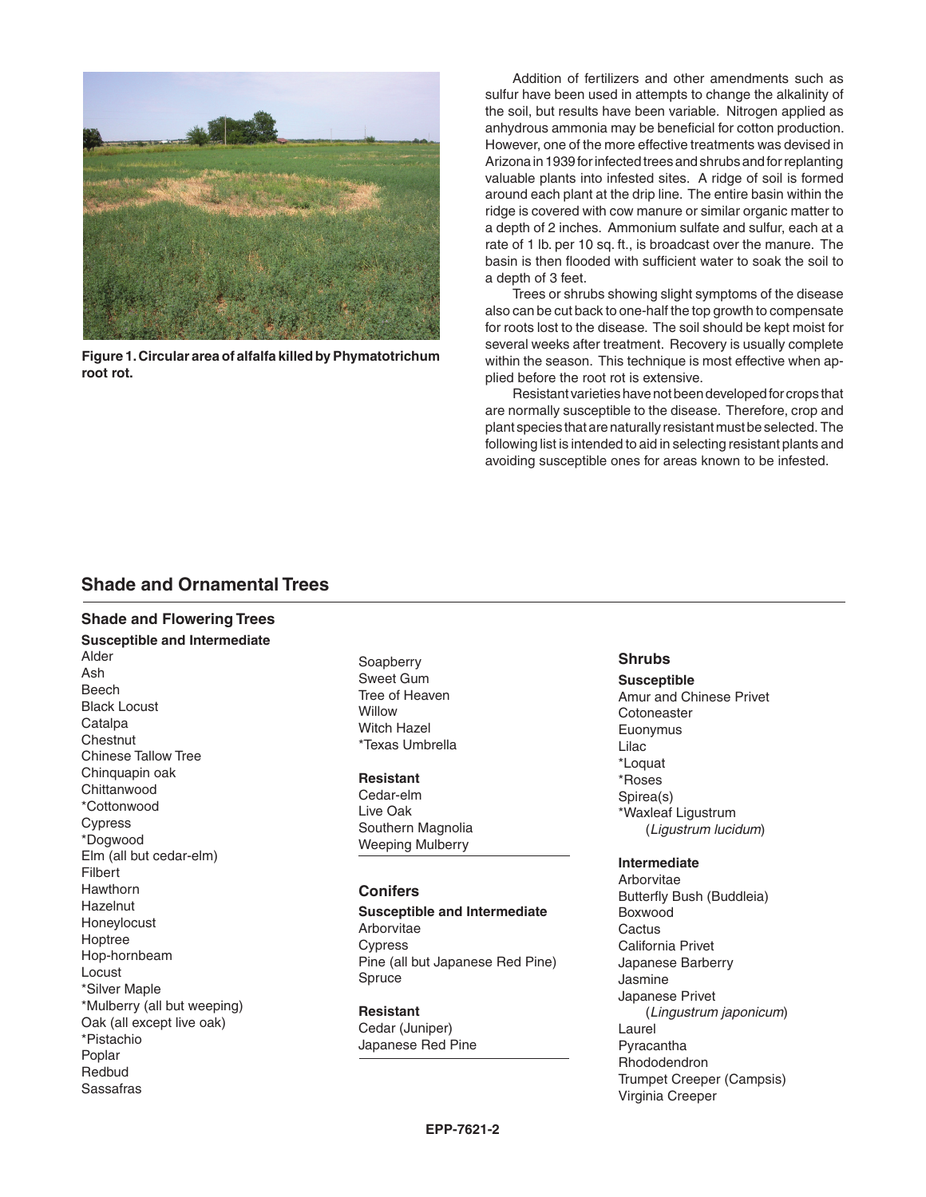Figure 1. Circular area of alfalfa killed by Phymatotrichum root rot.

Addition of fertilizers and other amendments such as sulfur have been used in attempts to change the alkalinity of the soil, but results have been variable. Nitrogen applied as anhydrous ammonia may be beneficial for cotton production. However, one of the more effective treatments was devised in Arizona in 1939 for infected trees and shrubs and for replanting valuable plants into infested sites. A ridge of soil is formed around each plant at the drip line. The entire basin within the ridge is covered with cow manure or similar organic matter to a depth of 2 inches. Ammonium sulfate and sulfur, each at a rate of 1 lb. per 10 sq. ft., is broadcast over the manure. The basin is then flooded with sufficient water to soak the soil to a depth of 3 feet.

Trees or shrubs showing slight symptoms of the disease also can be cut back to one-half the top growth to compensate for roots lost to the disease. The soil should be kept moist for several weeks after treatment. Recovery is usually complete within the season. This technique is most effective when applied before the root rot is extensive.

Resistant varieties have not been developed for crops that are normally susceptible to the disease. Therefore, crop and plant species that are naturally resistant must be selected. The following list is intended to aid in selecting resistant plants and avoiding susceptible ones for areas known to be infested.

## Shade and Ornamental Trees

### Shade and Flowering Trees

**Susceptible and Intermediate**

Alder
Ash
Beech
Black Locust
Catalpa
Chestnut
Chinese Tallow Tree
Chinquapin oak
Chittanwood
*Cottonwood
Cypress
*Dogwood
Elm (all but cedar-elm)
Filbert
Hawthorn
Hazelnut
Honeylocust
Hoptree
Hop-hornbeam
Locust
*Silver Maple
*Mulberry (all but weeping)
Oak (all except live oak)
*Pistachio
Poplar
Redbud
Sassafras
Soapberry
Sweet Gum
Tree of Heaven
Willow
Witch Hazel
*Texas Umbrella

**Resistant**

Cedar-elm
Live Oak
Southern Magnolia
Weeping Mulberry

### Conifers

**Susceptible and Intermediate**

Arborvitae
Cypress
Pine (all but Japanese Red Pine)
Spruce

**Resistant**

Cedar (Juniper)
Japanese Red Pine

### Shrubs

**Susceptible**

Amur and Chinese Privet
Cotoneaster
Euonymus
Lilac
*Loquat
*Roses
Spirea(s)
*Waxleaf Ligustrum
(*Ligustrum lucidum*)

**Intermediate**

Arborvitae
Butterfly Bush (Buddleia)
Boxwood
Cactus
California Privet
Japanese Barberry
Jasmine
Japanese Privet
(*Lingustrum japonicum*)
Laurel
Pyracantha
Rhododendron
Trumpet Creeper (Campsis)
Virginia Creeper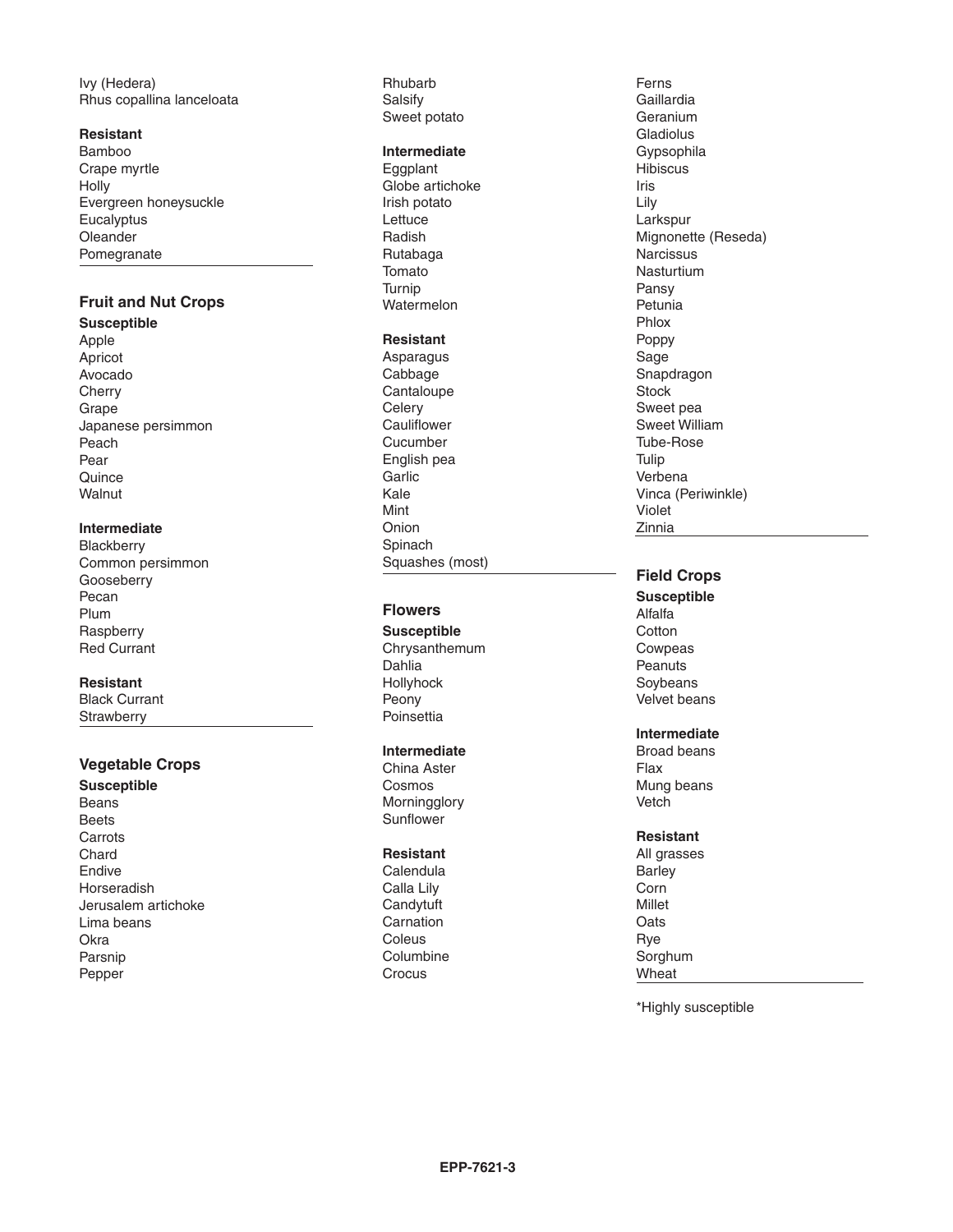Ivy (Hedera)
Rhus copallina lanceloata

**Resistant**
Bamboo
Crape myrtle
Holly
Evergreen honeysuckle
Eucalyptus
Oleander
Pomegranate

### Fruit and Nut Crops

**Susceptible**
Apple
Apricot
Avocado
Cherry
Grape
Japanese persimmon
Peach
Pear
Quince
Walnut

**Intermediate**
Blackberry
Common persimmon
Gooseberry
Pecan
Plum
Raspberry
Red Currant

**Resistant**
Black Currant
Strawberry

### Vegetable Crops

**Susceptible**
Beans
Beets
Carrots
Chard
Endive
Horseradish
Jerusalem artichoke
Lima beans
Okra
Parsnip
Pepper
Rhubarb
Salsify
Sweet potato

**Intermediate**
Eggplant
Globe artichoke
Irish potato
Lettuce
Radish
Rutabaga
Tomato
Turnip
Watermelon

**Resistant**
Asparagus
Cabbage
Cantaloupe
Celery
Cauliflower
Cucumber
English pea
Garlic
Kale
Mint
Onion
Spinach
Squashes (most)

### Flowers

**Susceptible**
Chrysanthemum
Dahlia
Hollyhock
Peony
Poinsettia

**Intermediate**
China Aster
Cosmos
Morningglory
Sunflower

**Resistant**
Calendula
Calla Lily
Candytuft
Carnation
Coleus
Columbine
Crocus
Ferns
Gaillardia
Geranium
Gladiolus
Gypsophila
Hibiscus
Iris
Lily
Larkspur
Mignonette (Reseda)
Narcissus
Nasturtium
Pansy
Petunia
Phlox
Poppy
Sage
Snapdragon
Stock
Sweet pea
Sweet William
Tube-Rose
Tulip
Verbena
Vinca (Periwinkle)
Violet
Zinnia

### Field Crops

**Susceptible**
Alfalfa
Cotton
Cowpeas
Peanuts
Soybeans
Velvet beans

**Intermediate**
Broad beans
Flax
Mung beans
Vetch

**Resistant**
All grasses
Barley
Corn
Millet
Oats
Rye
Sorghum
Wheat

*Highly susceptible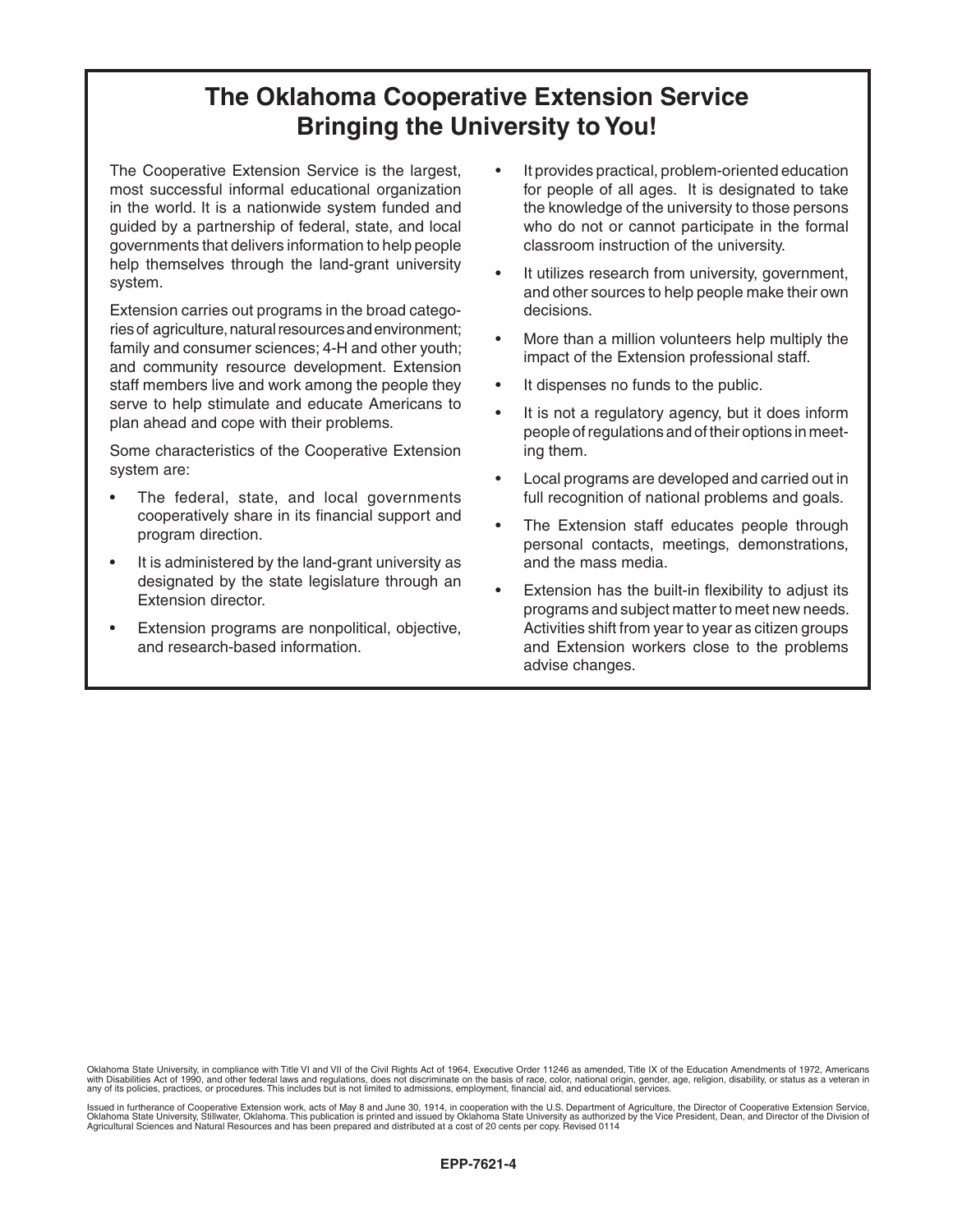# The Oklahoma Cooperative Extension Service
# Bringing the University to You!

The Cooperative Extension Service is the largest, most successful informal educational organization in the world. It is a nationwide system funded and guided by a partnership of federal, state, and local governments that delivers information to help people help themselves through the land-grant university system.

Extension carries out programs in the broad categories of agriculture, natural resources and environment; family and consumer sciences; 4-H and other youth; and community resource development. Extension staff members live and work among the people they serve to help stimulate and educate Americans to plan ahead and cope with their problems.

Some characteristics of the Cooperative Extension system are:

- The federal, state, and local governments cooperatively share in its financial support and program direction.
- It is administered by the land-grant university as designated by the state legislature through an Extension director.
- Extension programs are nonpolitical, objective, and research-based information.
- It provides practical, problem-oriented education for people of all ages. It is designated to take the knowledge of the university to those persons who do not or cannot participate in the formal classroom instruction of the university.
- It utilizes research from university, government, and other sources to help people make their own decisions.
- More than a million volunteers help multiply the impact of the Extension professional staff.
- It dispenses no funds to the public.
- It is not a regulatory agency, but it does inform people of regulations and of their options in meeting them.
- Local programs are developed and carried out in full recognition of national problems and goals.
- The Extension staff educates people through personal contacts, meetings, demonstrations, and the mass media.
- Extension has the built-in flexibility to adjust its programs and subject matter to meet new needs. Activities shift from year to year as citizen groups and Extension workers close to the problems advise changes.

Oklahoma State University, in compliance with Title VI and VII of the Civil Rights Act of 1964, Executive Order 11246 as amended, Title IX of the Education Amendments of 1972, Americans with Disabilities Act of 1990, and other federal laws and regulations, does not discriminate on the basis of race, color, national origin, gender, age, religion, disability, or status as a veteran in any of its policies, practices, or procedures. This includes but is not limited to admissions, employment, financial aid, and educational services.

Issued in furtherance of Cooperative Extension work, acts of May 8 and June 30, 1914, in cooperation with the U.S. Department of Agriculture, the Director of Cooperative Extension Service, Oklahoma State University, Stillwater, Oklahoma. This publication is printed and issued by Oklahoma State University as authorized by the Vice President, Dean, and Director of the Division of Agricultural Sciences and Natural Resources and has been prepared and distributed at a cost of 20 cents per copy. Revised 0114

EPP-7621-4